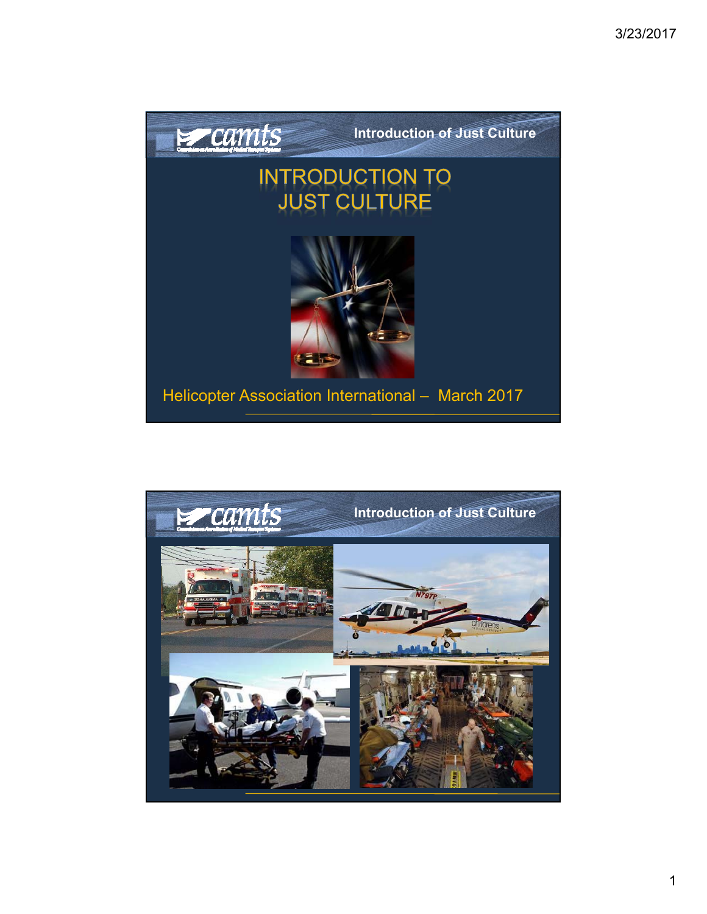# INTRODUCTION TO JUST CULTURE

Helicopter Association International – March 2017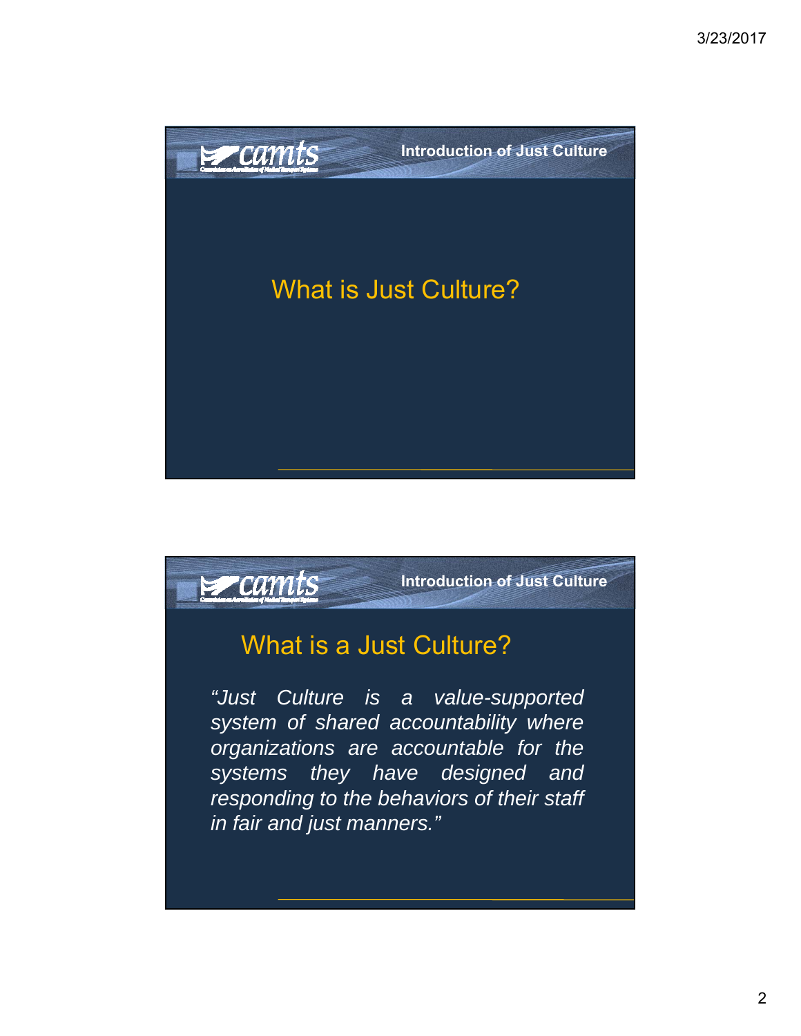Introduction of Just Culture

## What is Just Culture?

Introduction of Just Culture

## What is a Just Culture?

*"Just Culture is a value-supported system of shared accountability where organizations are accountable for the systems they have designed and responding to the behaviors of their staff in fair and just manners."*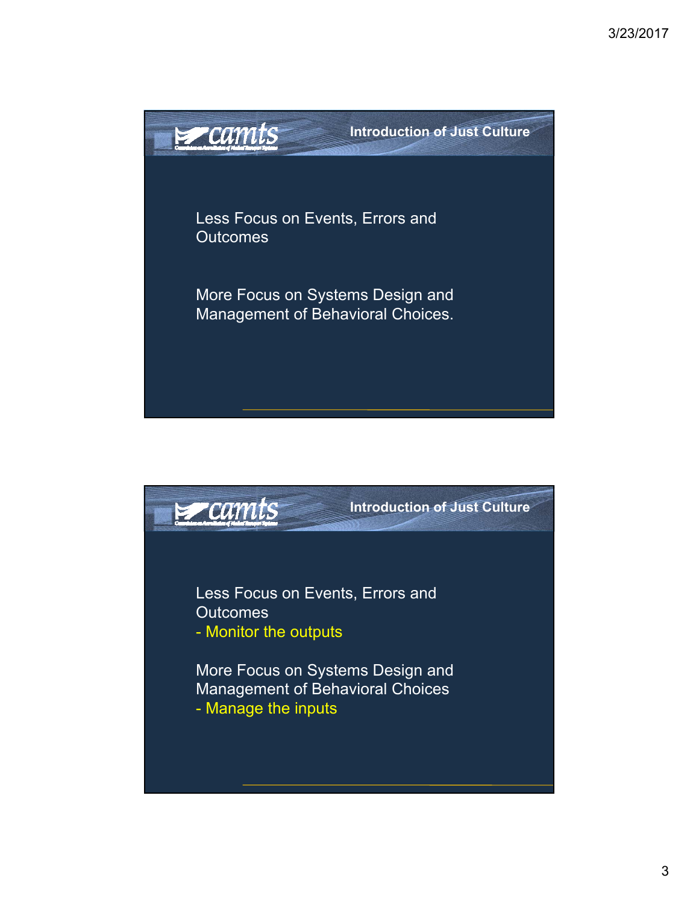## Introduction of Just Culture

Less Focus on Events, Errors and Outcomes

More Focus on Systems Design and Management of Behavioral Choices.

## Introduction of Just Culture

Less Focus on Events, Errors and Outcomes
- Monitor the outputs

More Focus on Systems Design and Management of Behavioral Choices
- Manage the inputs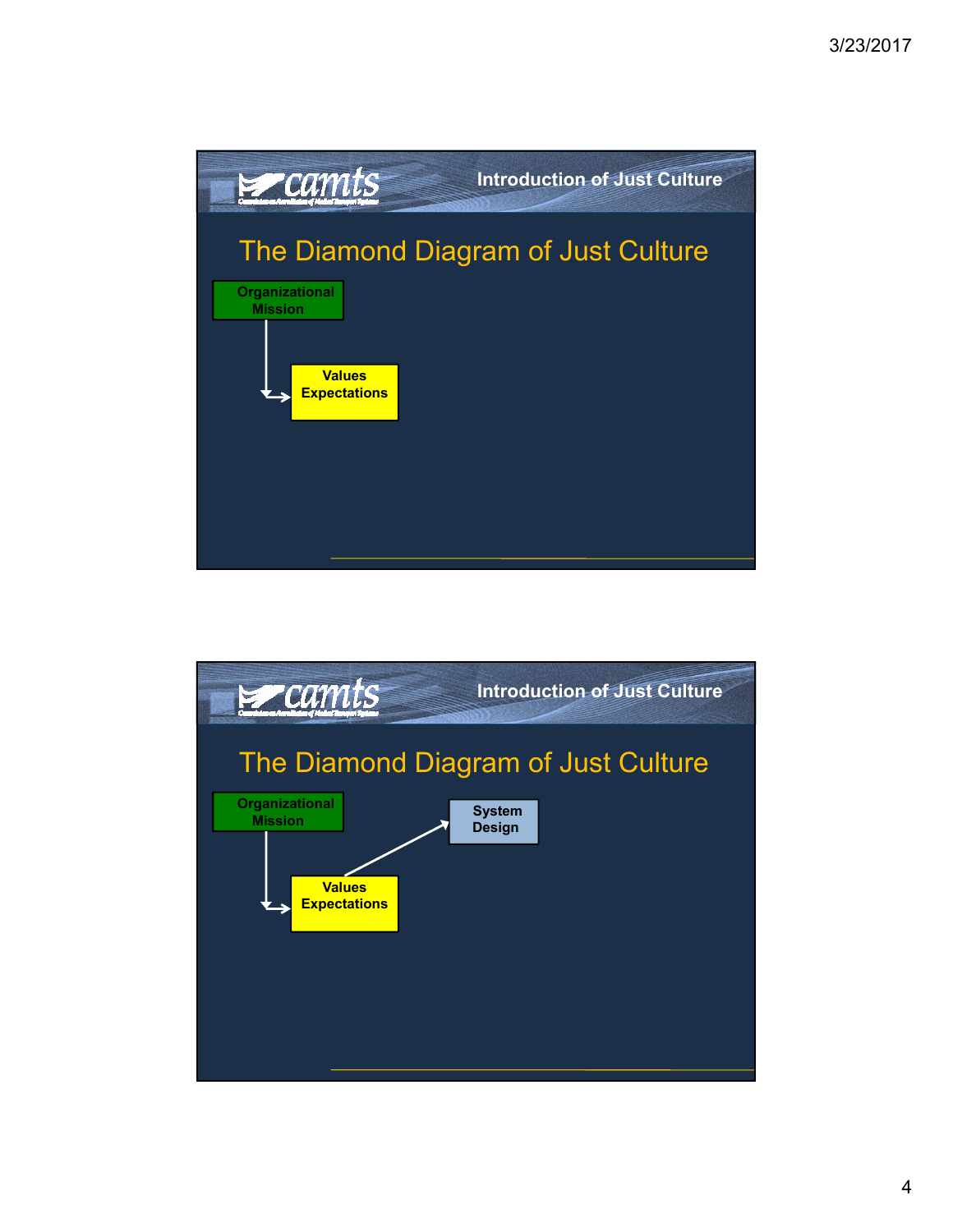Introduction of Just Culture

## The Diamond Diagram of Just Culture

Organizational Mission

Values Expectations

Introduction of Just Culture

## The Diamond Diagram of Just Culture

Organizational Mission

System Design

Values Expectations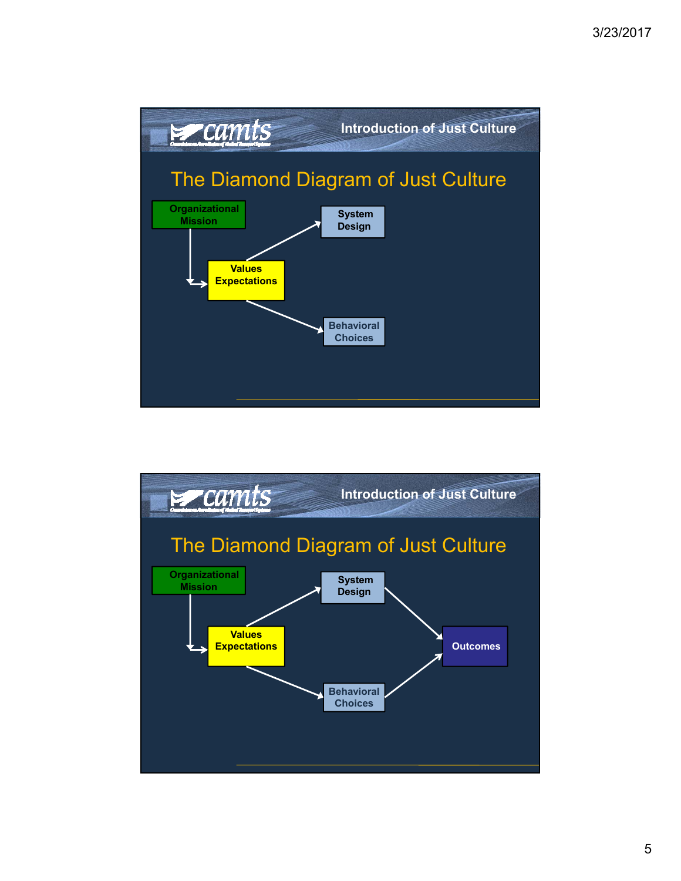## Introduction of Just Culture

# The Diamond Diagram of Just Culture

Organizational Mission

Values Expectations

System Design

Behavioral Choices

---

## Introduction of Just Culture

# The Diamond Diagram of Just Culture

Organizational Mission

Values Expectations

System Design

Behavioral Choices

Outcomes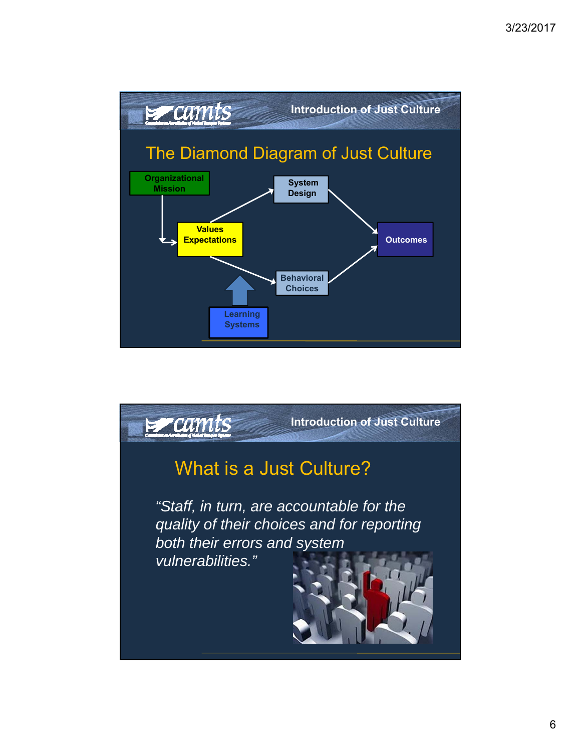## Introduction of Just Culture

# The Diamond Diagram of Just Culture

- Organizational Mission
- Values Expectations
- System Design
- Behavioral Choices
- Outcomes
- Learning Systems

## Introduction of Just Culture

# What is a Just Culture?

*"Staff, in turn, are accountable for the quality of their choices and for reporting both their errors and system vulnerabilities."*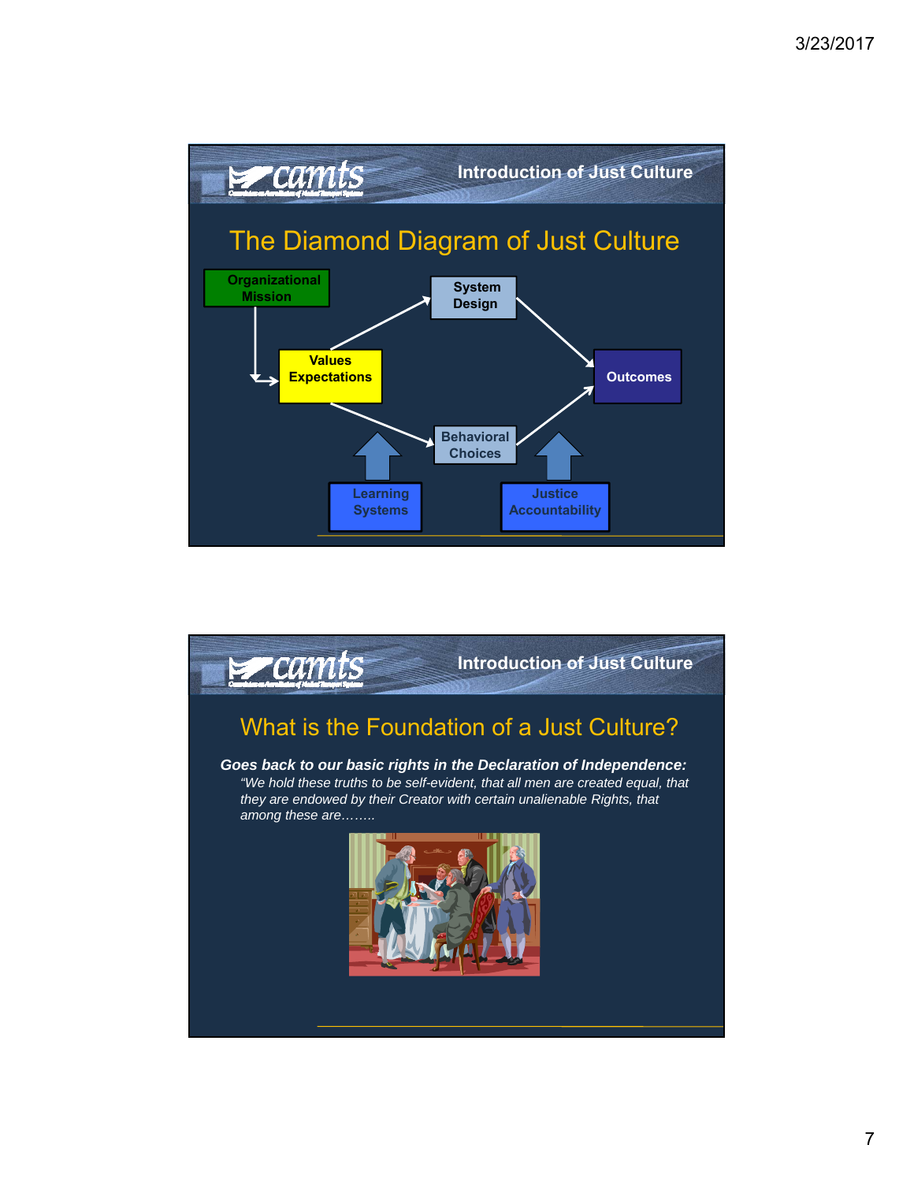## Introduction of Just Culture

# The Diamond Diagram of Just Culture

Organizational Mission

Values Expectations

System Design

Behavioral Choices

Outcomes

Learning Systems

Justice Accountability

## Introduction of Just Culture

# What is the Foundation of a Just Culture?

***Goes back to our basic rights in the Declaration of Independence:***

*"We hold these truths to be self-evident, that all men are created equal, that they are endowed by their Creator with certain unalienable Rights, that among these are……..*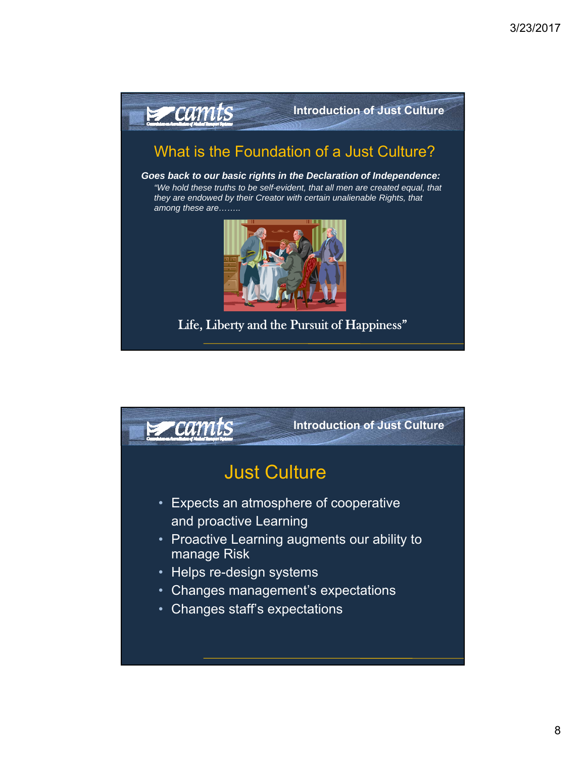## Introduction of Just Culture

### What is the Foundation of a Just Culture?

***Goes back to our basic rights in the Declaration of Independence:***

*"We hold these truths to be self-evident, that all men are created equal, that they are endowed by their Creator with certain unalienable Rights, that among these are……..*

Life, Liberty and the Pursuit of Happiness"

## Introduction of Just Culture

### Just Culture

- Expects an atmosphere of cooperative and proactive Learning
- Proactive Learning augments our ability to manage Risk
- Helps re-design systems
- Changes management's expectations
- Changes staff's expectations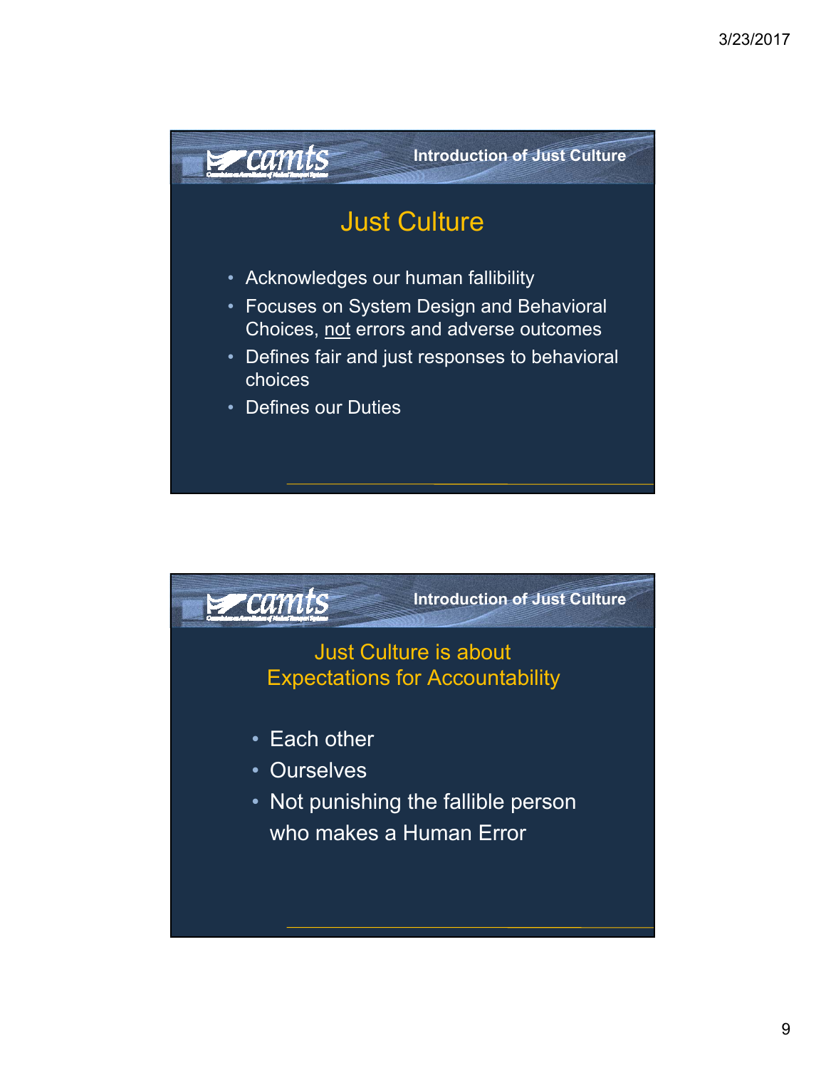## Just Culture

- Acknowledges our human fallibility
- Focuses on System Design and Behavioral Choices, <u>not</u> errors and adverse outcomes
- Defines fair and just responses to behavioral choices
- Defines our Duties

## Just Culture is about Expectations for Accountability

- Each other
- Ourselves
- Not punishing the fallible person who makes a Human Error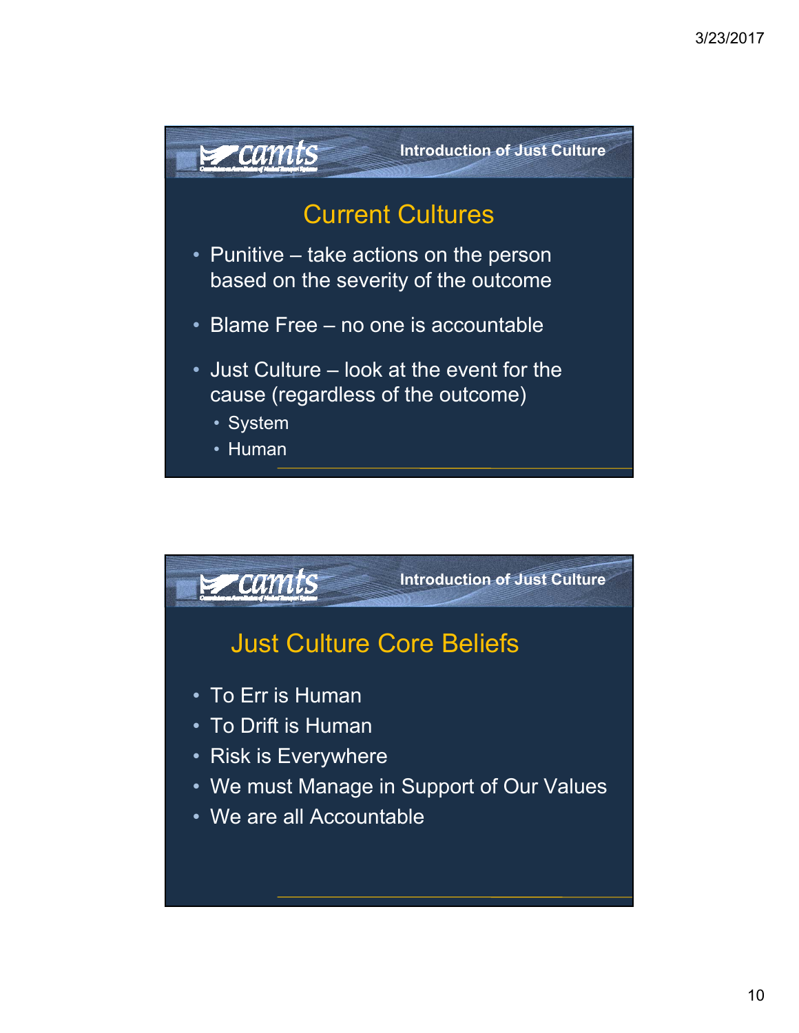## Current Cultures

- Punitive – take actions on the person based on the severity of the outcome
- Blame Free – no one is accountable
- Just Culture – look at the event for the cause (regardless of the outcome)
  - System
  - Human

## Just Culture Core Beliefs

- To Err is Human
- To Drift is Human
- Risk is Everywhere
- We must Manage in Support of Our Values
- We are all Accountable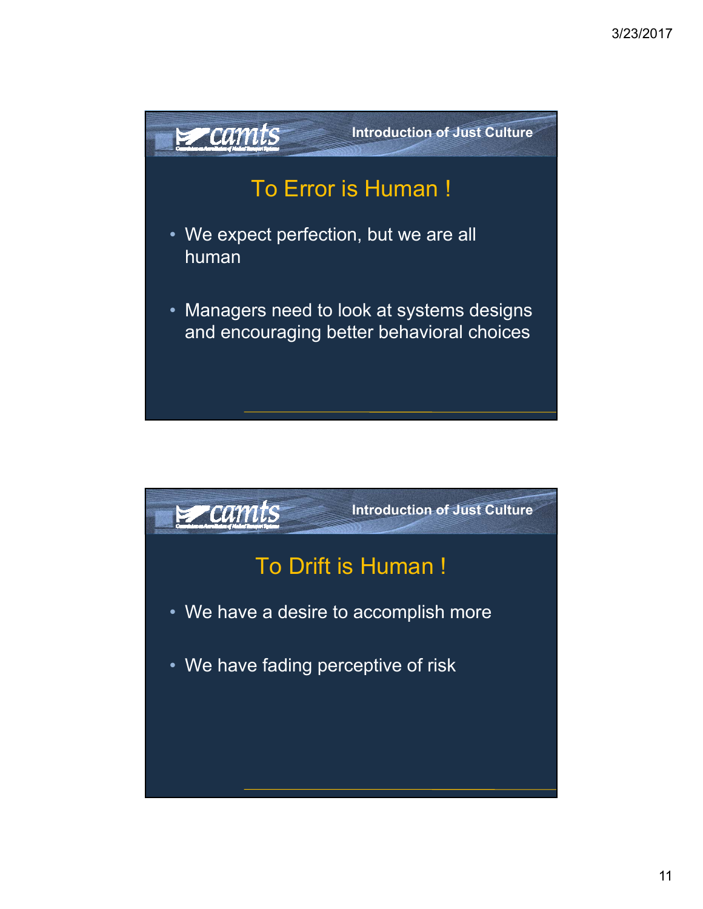## To Error is Human !

- We expect perfection, but we are all human
- Managers need to look at systems designs and encouraging better behavioral choices

## To Drift is Human !

- We have a desire to accomplish more
- We have fading perceptive of risk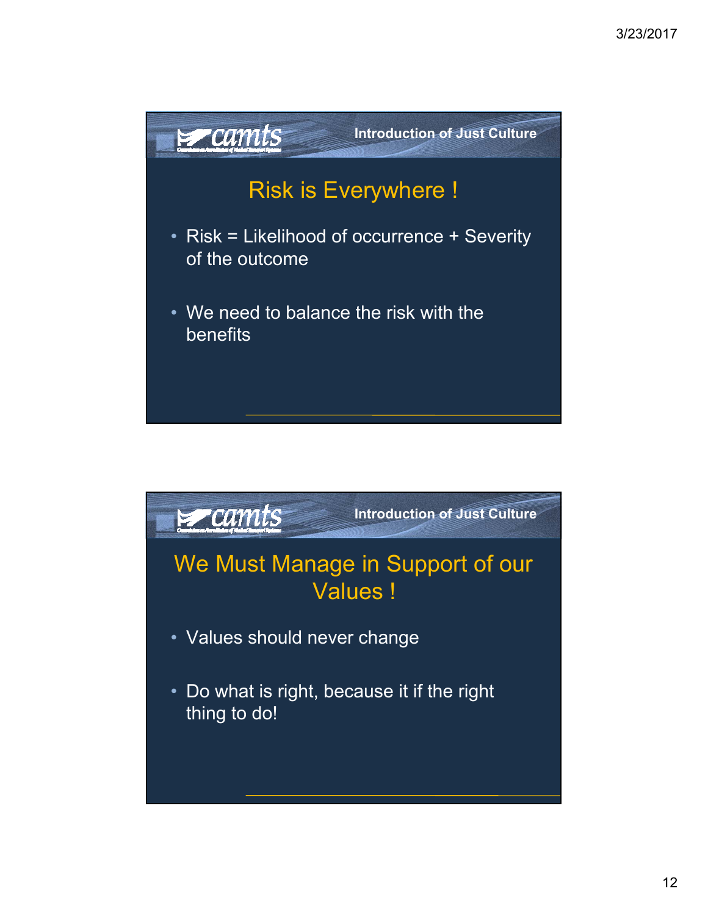Introduction of Just Culture

## Risk is Everywhere !

- Risk = Likelihood of occurrence + Severity of the outcome
- We need to balance the risk with the benefits

Introduction of Just Culture

## We Must Manage in Support of our Values !

- Values should never change
- Do what is right, because it if the right thing to do!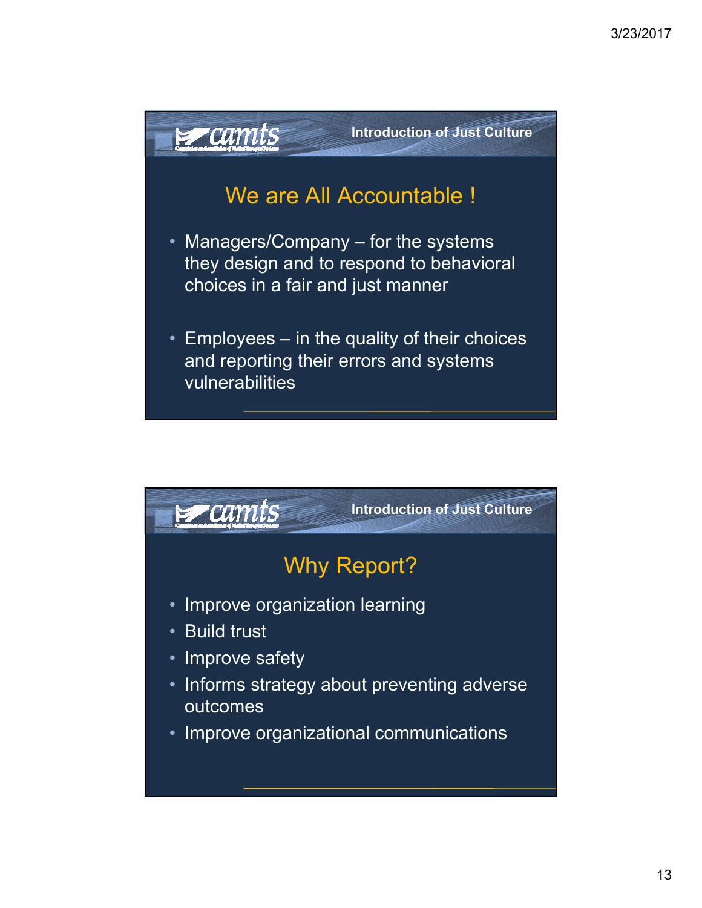## We are All Accountable !

- Managers/Company – for the systems they design and to respond to behavioral choices in a fair and just manner
- Employees – in the quality of their choices and reporting their errors and systems vulnerabilities

## Why Report?

- Improve organization learning
- Build trust
- Improve safety
- Informs strategy about preventing adverse outcomes
- Improve organizational communications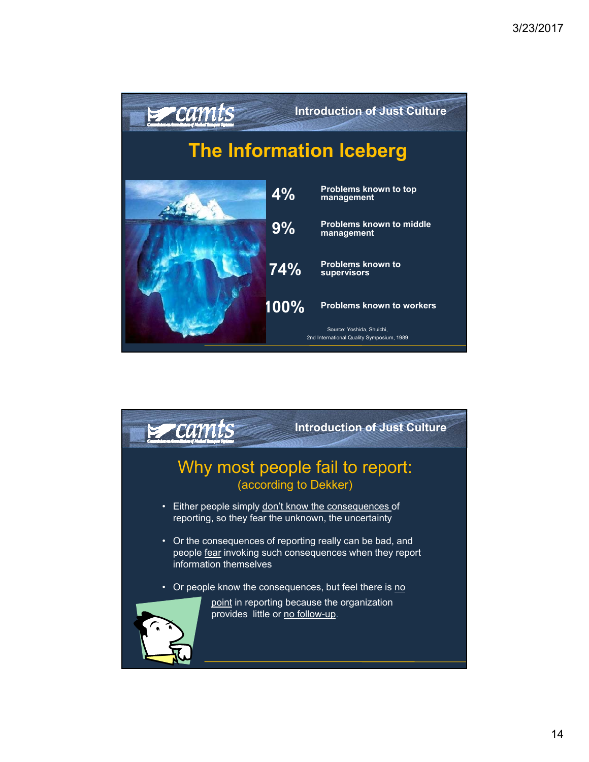## Introduction of Just Culture

# The Information Iceberg

| | |
|---|---|
| 4% | Problems known to top management |
| 9% | Problems known to middle management |
| 74% | Problems known to supervisors |
| 100% | Problems known to workers |

Source: Yoshida, Shuichi, 2nd International Quality Symposium, 1989

## Introduction of Just Culture

# Why most people fail to report:
(according to Dekker)

- Either people simply don't know the consequences of reporting, so they fear the unknown, the uncertainty
- Or the consequences of reporting really can be bad, and people fear invoking such consequences when they report information themselves
- Or people know the consequences, but feel there is no point in reporting because the organization provides little or no follow-up.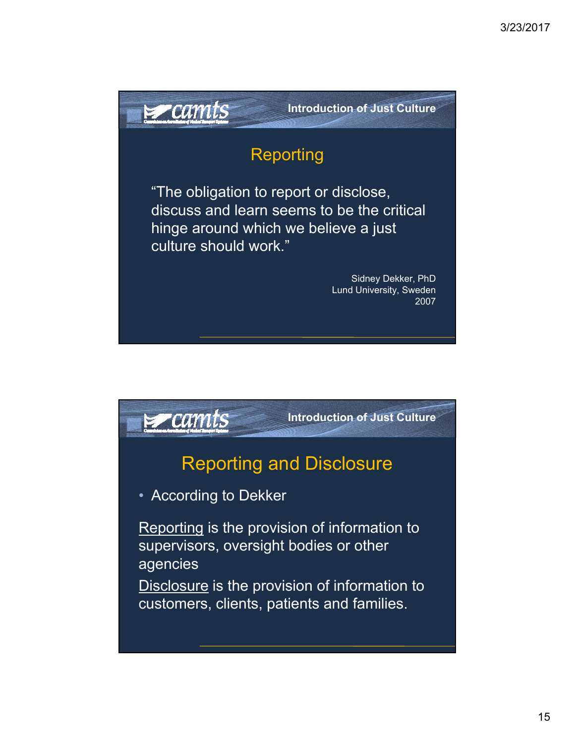## Introduction of Just Culture

# Reporting

"The obligation to report or disclose, discuss and learn seems to be the critical hinge around which we believe a just culture should work."

Sidney Dekker, PhD
Lund University, Sweden
2007

## Introduction of Just Culture

# Reporting and Disclosure

- According to Dekker

Reporting is the provision of information to supervisors, oversight bodies or other agencies

Disclosure is the provision of information to customers, clients, patients and families.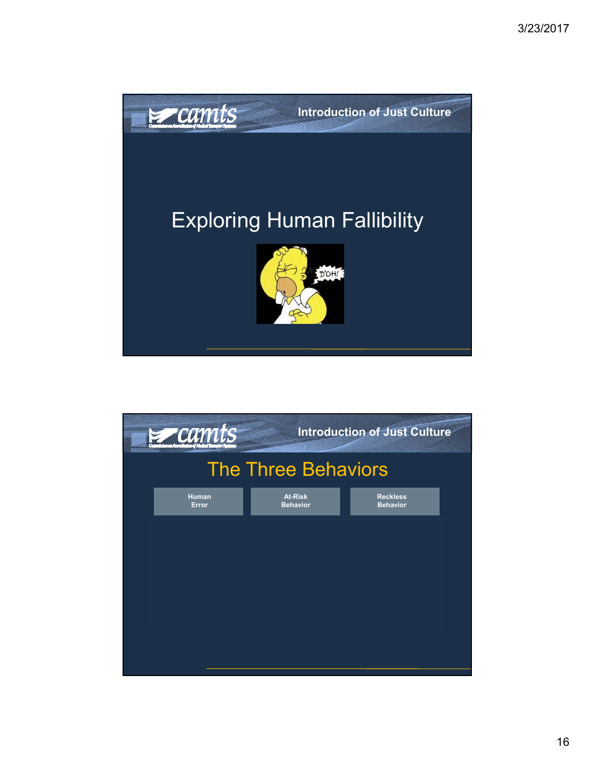## Introduction of Just Culture

# Exploring Human Fallibility

## Introduction of Just Culture

# The Three Behaviors

| Human Error | At-Risk Behavior | Reckless Behavior |
|---|---|---|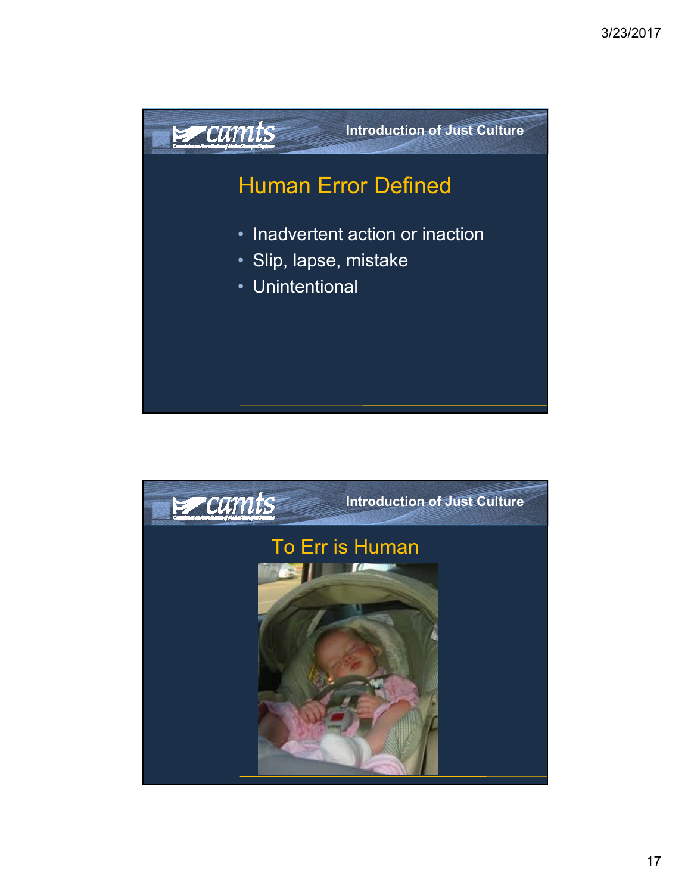## Human Error Defined

- Inadvertent action or inaction
- Slip, lapse, mistake
- Unintentional

## To Err is Human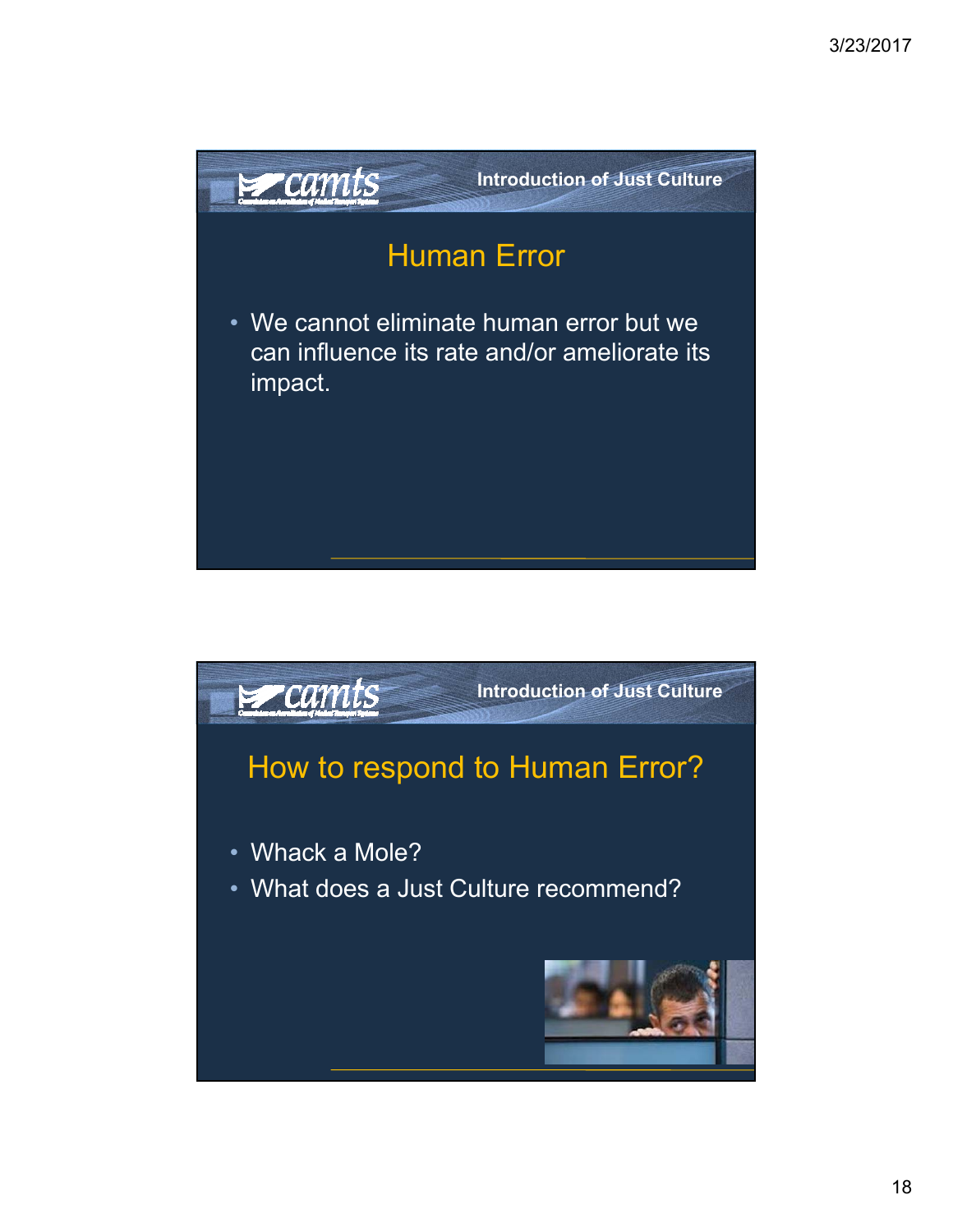## Human Error

- We cannot eliminate human error but we can influence its rate and/or ameliorate its impact.

## How to respond to Human Error?

- Whack a Mole?
- What does a Just Culture recommend?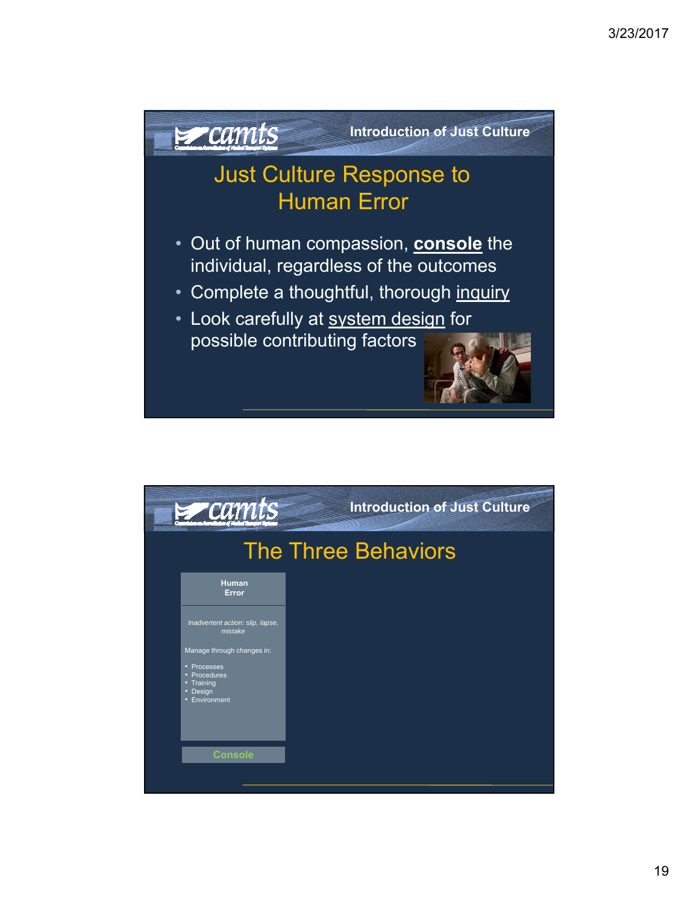## Introduction of Just Culture

# Just Culture Response to Human Error

- Out of human compassion, **console** the individual, regardless of the outcomes
- Complete a thoughtful, thorough inquiry
- Look carefully at system design for possible contributing factors

## Introduction of Just Culture

# The Three Behaviors

**Human Error**

*Inadvertent action: slip, lapse, mistake*

Manage through changes in:

- Processes
- Procedures
- Training
- Design
- Environment

**Console**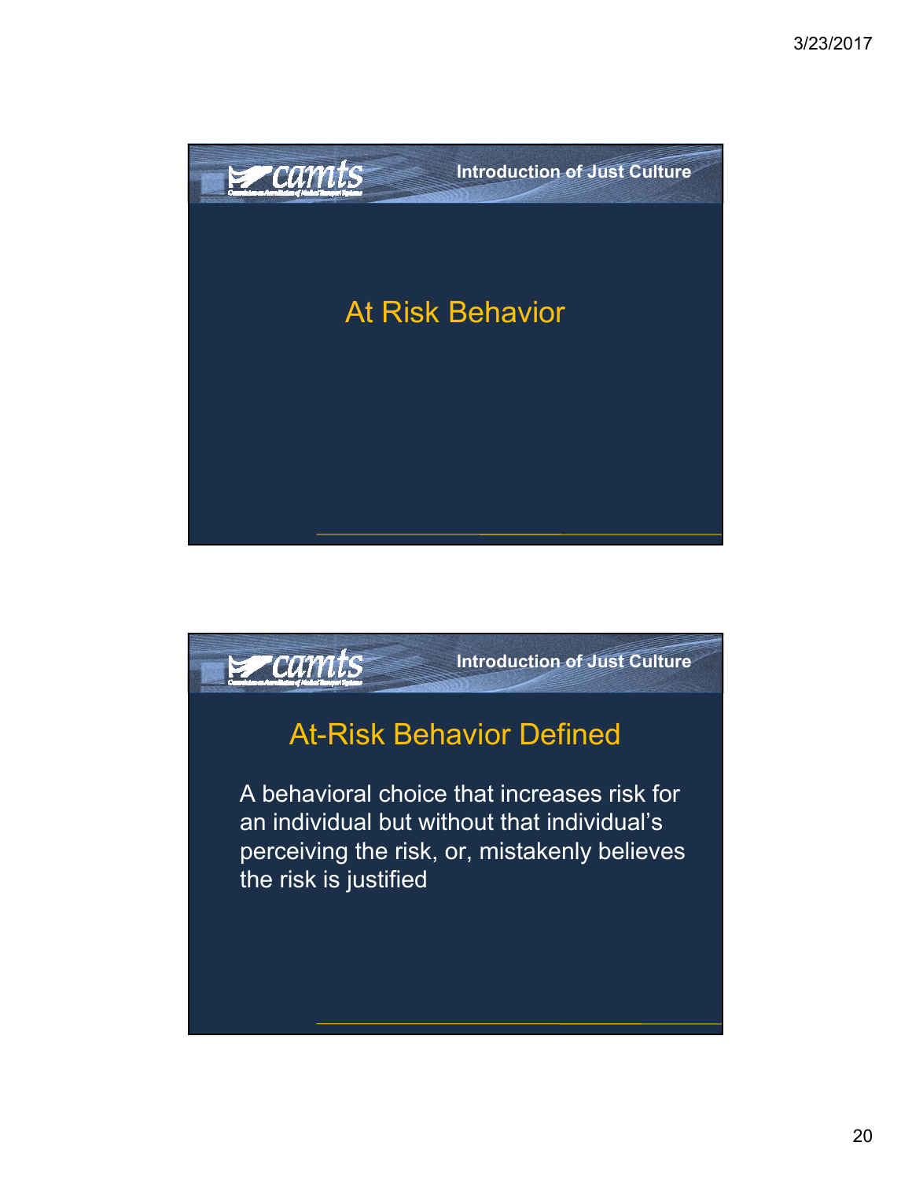## At Risk Behavior

## At-Risk Behavior Defined

A behavioral choice that increases risk for an individual but without that individual's perceiving the risk, or, mistakenly believes the risk is justified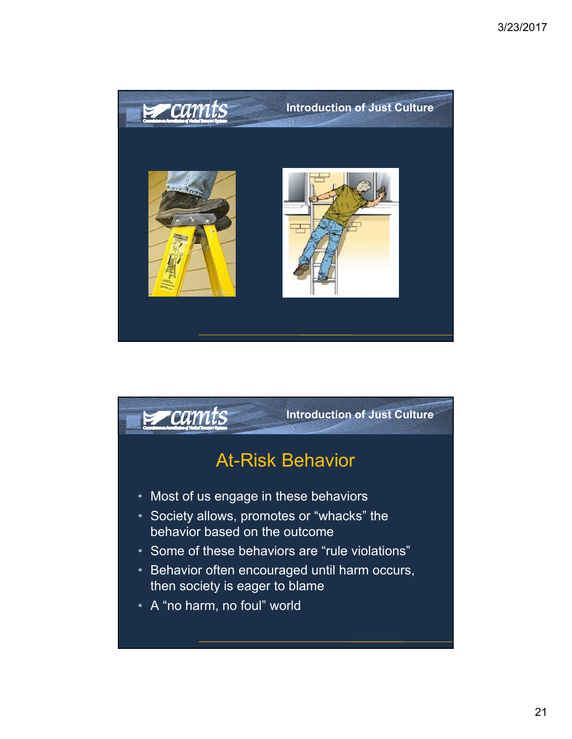Introduction of Just Culture

Introduction of Just Culture

## At-Risk Behavior

- Most of us engage in these behaviors
- Society allows, promotes or “whacks” the behavior based on the outcome
- Some of these behaviors are “rule violations”
- Behavior often encouraged until harm occurs, then society is eager to blame
- A “no harm, no foul” world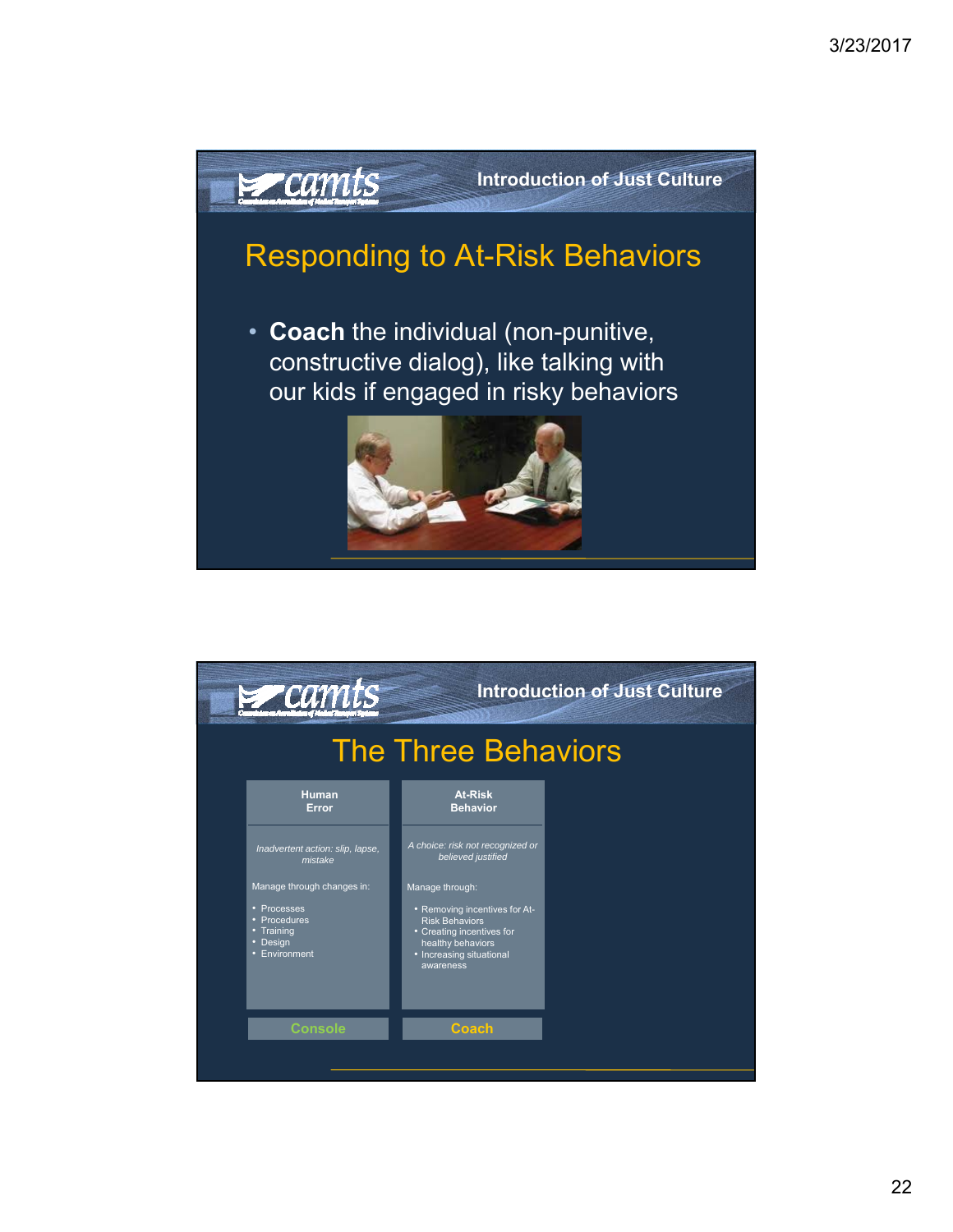Introduction of Just Culture

## Responding to At-Risk Behaviors

- **Coach** the individual (non-punitive, constructive dialog), like talking with our kids if engaged in risky behaviors

Introduction of Just Culture

## The Three Behaviors

| Human Error | At-Risk Behavior |
| --- | --- |
| *Inadvertent action: slip, lapse, mistake* | *A choice: risk not recognized or believed justified* |
| Manage through changes in:<br>• Processes<br>• Procedures<br>• Training<br>• Design<br>• Environment | Manage through:<br>• Removing incentives for At-Risk Behaviors<br>• Creating incentives for healthy behaviors<br>• Increasing situational awareness |
| Console | Coach |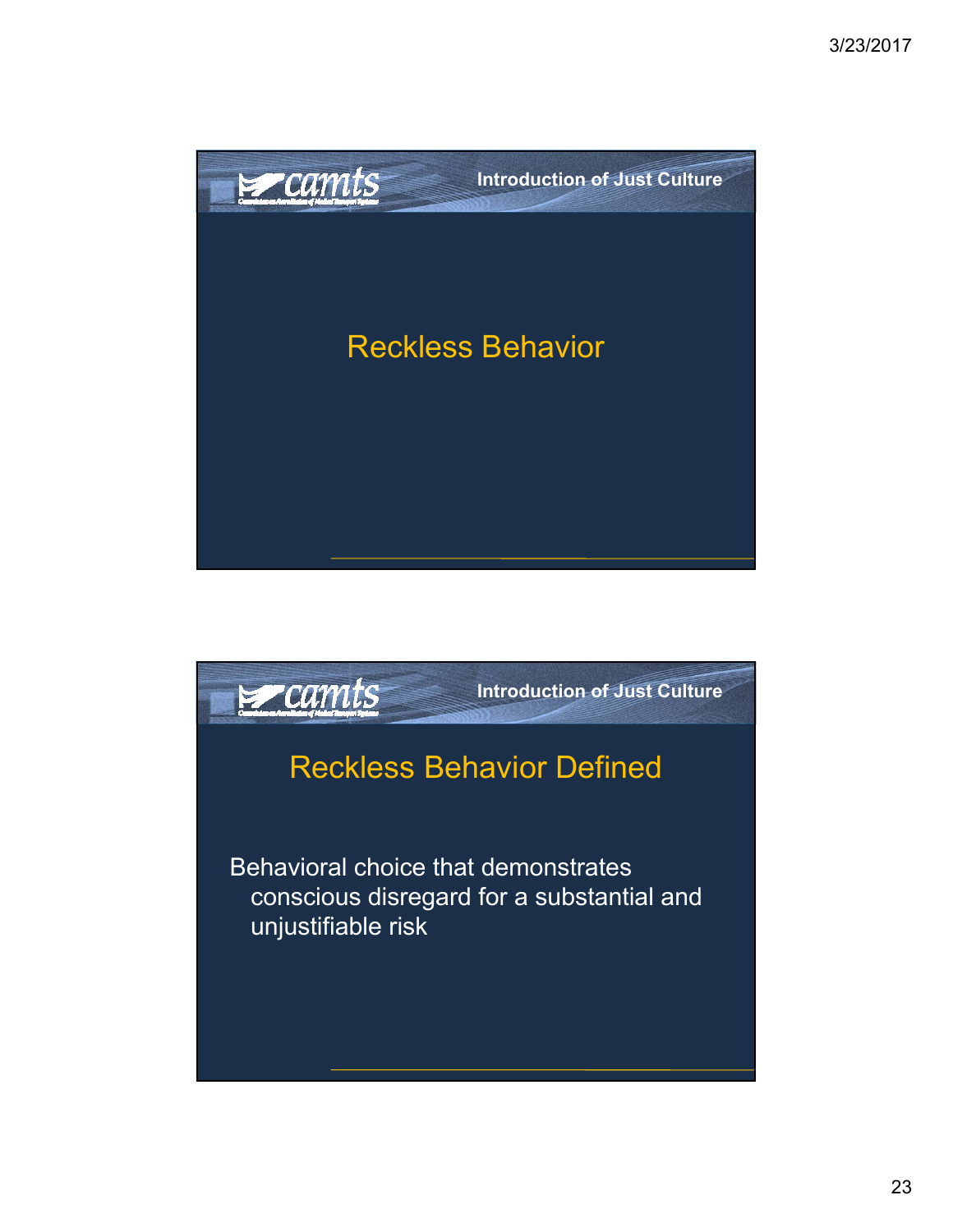## Reckless Behavior

## Reckless Behavior Defined

Behavioral choice that demonstrates conscious disregard for a substantial and unjustifiable risk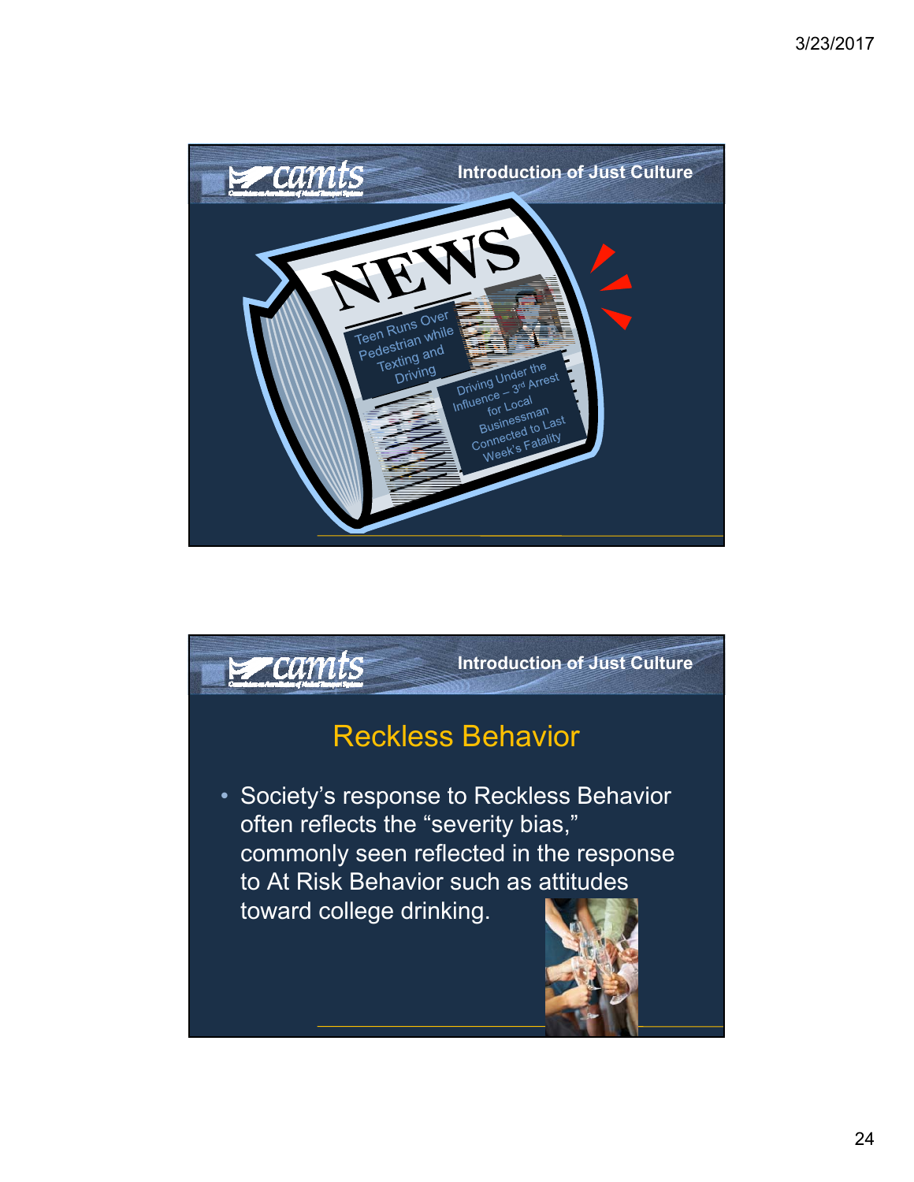## Introduction of Just Culture

NEWS

Teen Runs Over Pedestrian while Texting and Driving

Driving Under the Influence – 3rd Arrest for Local Businessman Connected to Last Week's Fatality

## Introduction of Just Culture

### Reckless Behavior

- Society's response to Reckless Behavior often reflects the "severity bias," commonly seen reflected in the response to At Risk Behavior such as attitudes toward college drinking.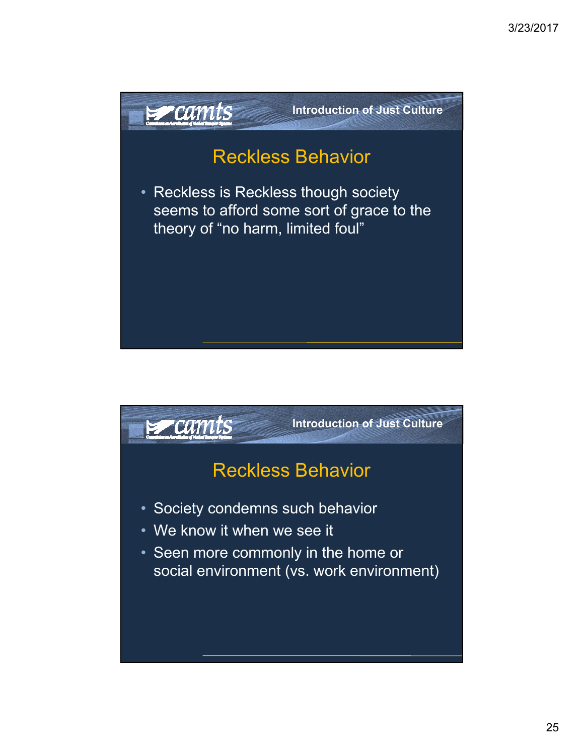## Reckless Behavior

- Reckless is Reckless though society seems to afford some sort of grace to the theory of “no harm, limited foul”

## Reckless Behavior

- Society condemns such behavior
- We know it when we see it
- Seen more commonly in the home or social environment (vs. work environment)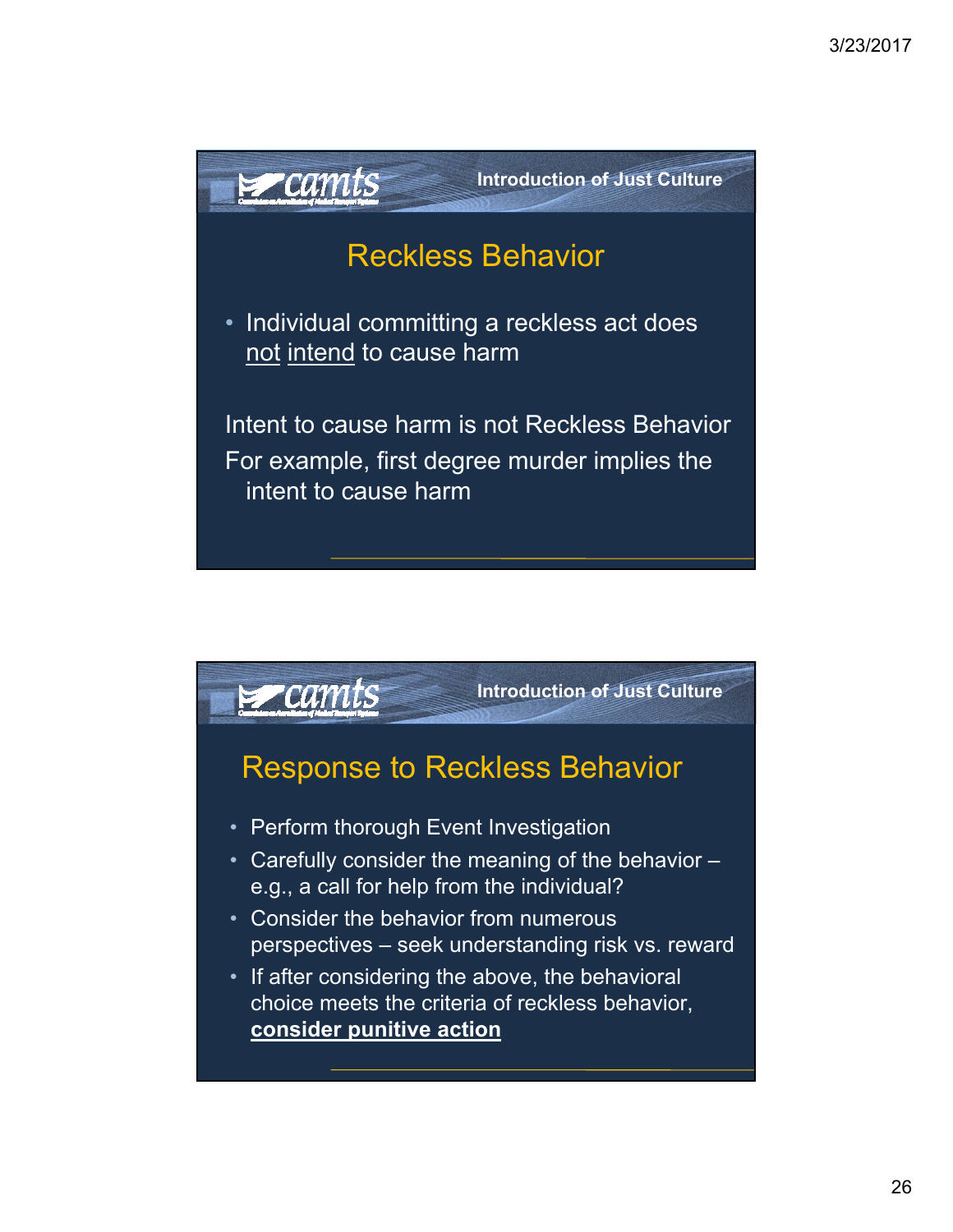## Reckless Behavior

- Individual committing a reckless act does not intend to cause harm

Intent to cause harm is not Reckless Behavior

For example, first degree murder implies the intent to cause harm

## Response to Reckless Behavior

- Perform thorough Event Investigation
- Carefully consider the meaning of the behavior – e.g., a call for help from the individual?
- Consider the behavior from numerous perspectives – seek understanding risk vs. reward
- If after considering the above, the behavioral choice meets the criteria of reckless behavior, **consider punitive action**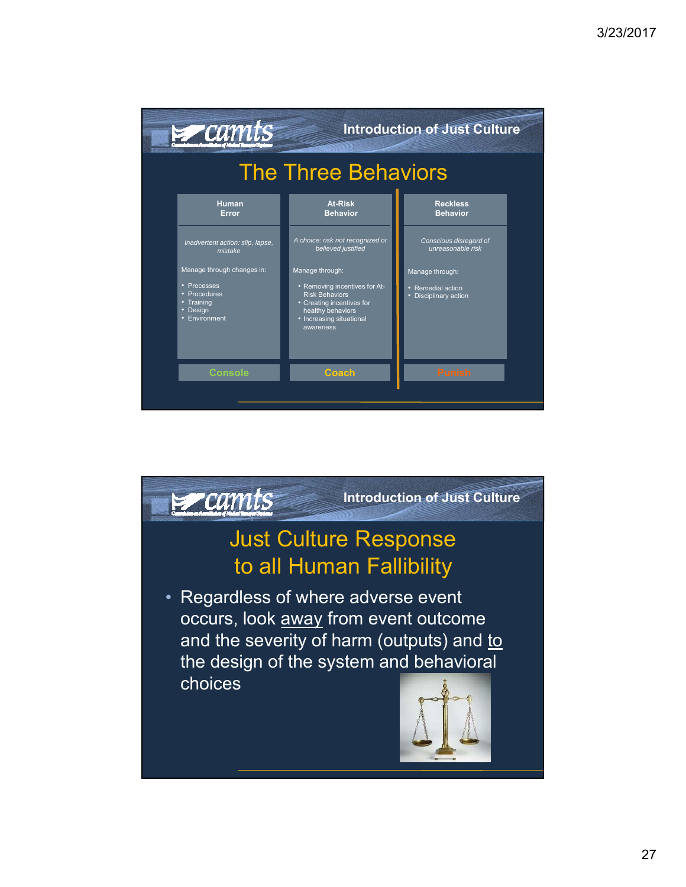## Introduction of Just Culture

# The Three Behaviors

| Human Error | At-Risk Behavior | Reckless Behavior |
| --- | --- | --- |
| *Inadvertent action: slip, lapse, mistake* | *A choice: risk not recognized or believed justified* | *Conscious disregard of unreasonable risk* |
| Manage through changes in:<br>• Processes<br>• Procedures<br>• Training<br>• Design<br>• Environment | Manage through:<br>• Removing incentives for At-Risk Behaviors<br>• Creating incentives for healthy behaviors<br>• Increasing situational awareness | Manage through:<br>• Remedial action<br>• Disciplinary action |
| **Console** | **Coach** | **Punish** |

## Introduction of Just Culture

# Just Culture Response to all Human Fallibility

- Regardless of where adverse event occurs, look away from event outcome and the severity of harm (outputs) and to the design of the system and behavioral choices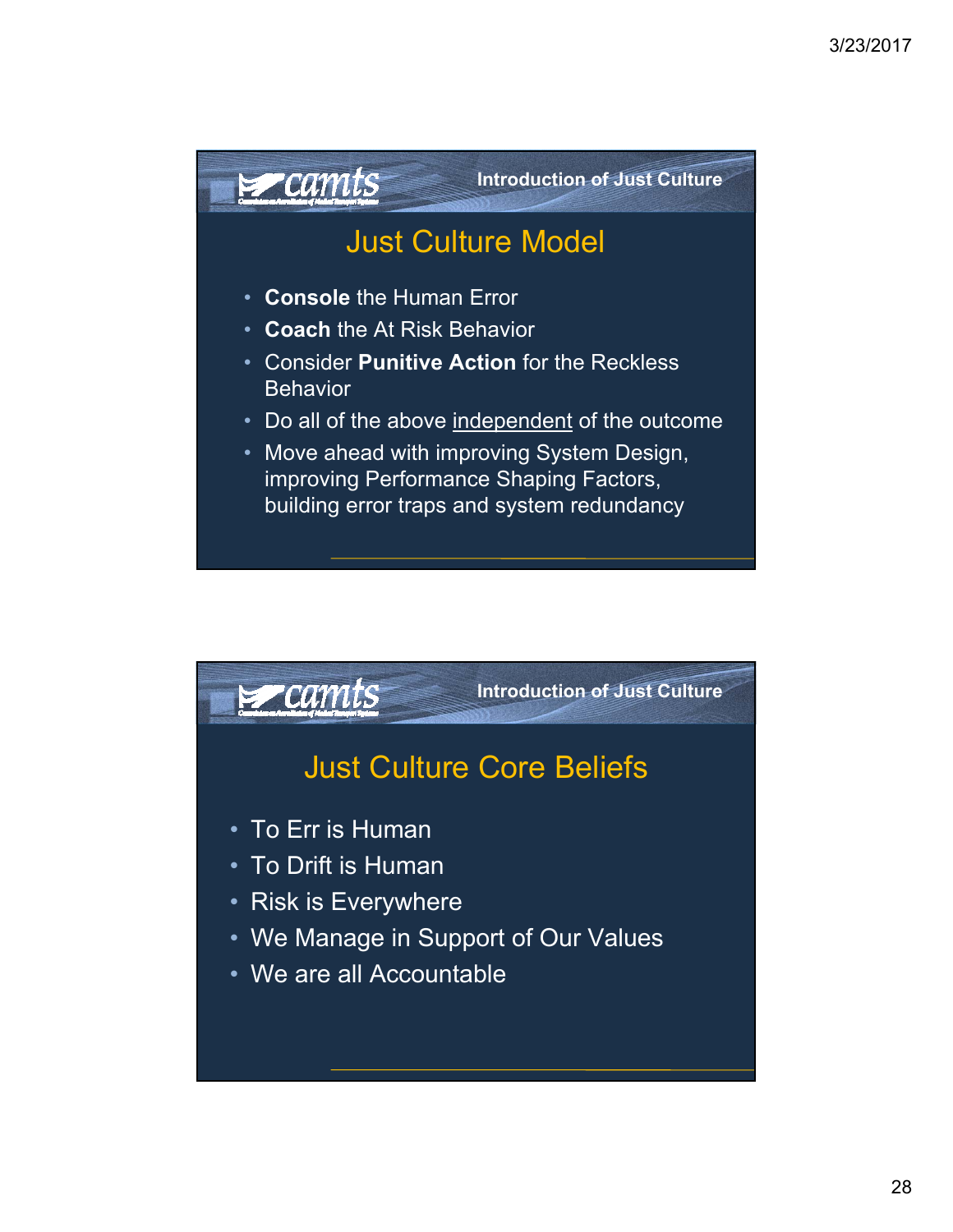Introduction of Just Culture

## Just Culture Model

- **Console** the Human Error
- **Coach** the At Risk Behavior
- Consider **Punitive Action** for the Reckless Behavior
- Do all of the above <u>independent</u> of the outcome
- Move ahead with improving System Design, improving Performance Shaping Factors, building error traps and system redundancy

Introduction of Just Culture

## Just Culture Core Beliefs

- To Err is Human
- To Drift is Human
- Risk is Everywhere
- We Manage in Support of Our Values
- We are all Accountable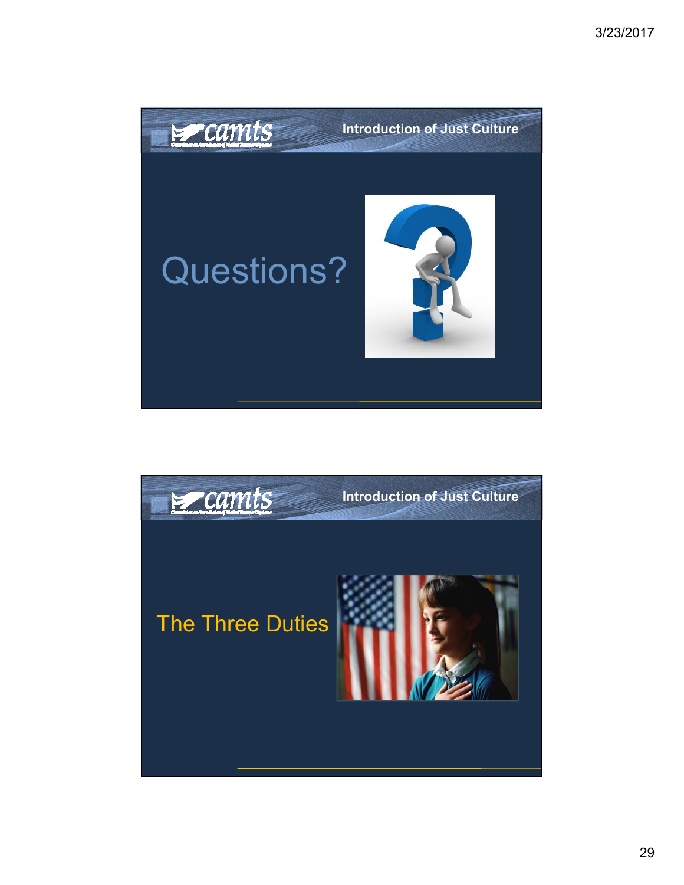## Introduction of Just Culture

# Questions?

## Introduction of Just Culture

# The Three Duties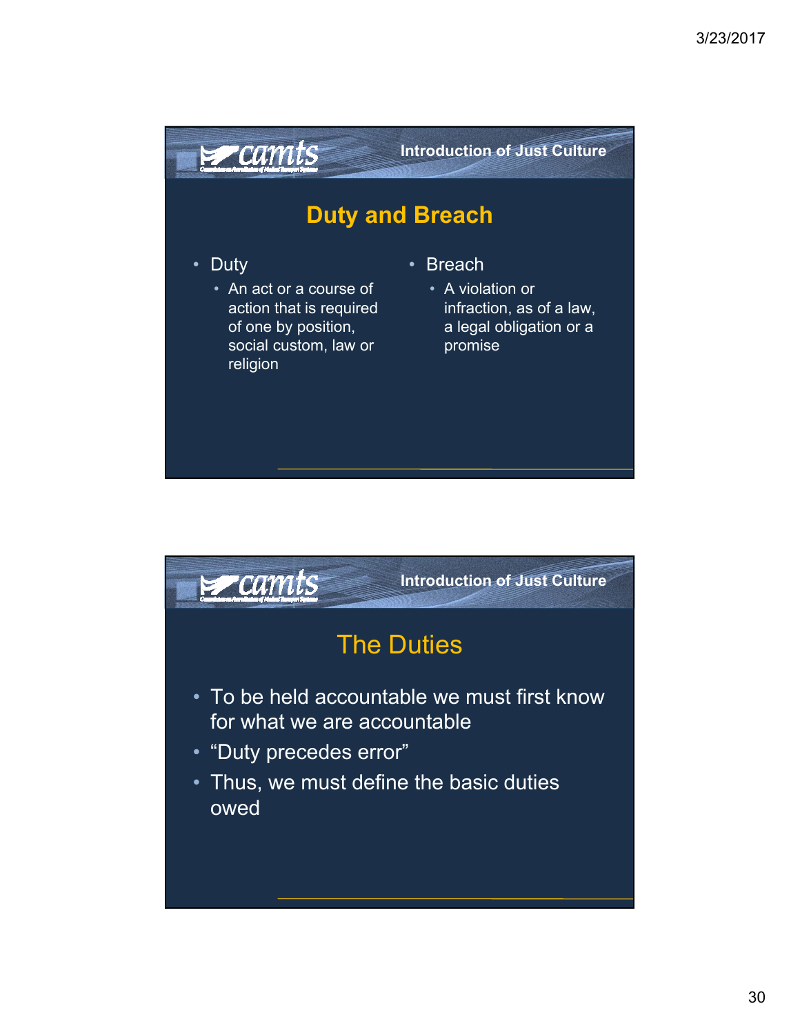## Duty and Breach

- Duty
  - An act or a course of action that is required of one by position, social custom, law or religion
- Breach
  - A violation or infraction, as of a law, a legal obligation or a promise

## The Duties

- To be held accountable we must first know for what we are accountable
- "Duty precedes error"
- Thus, we must define the basic duties owed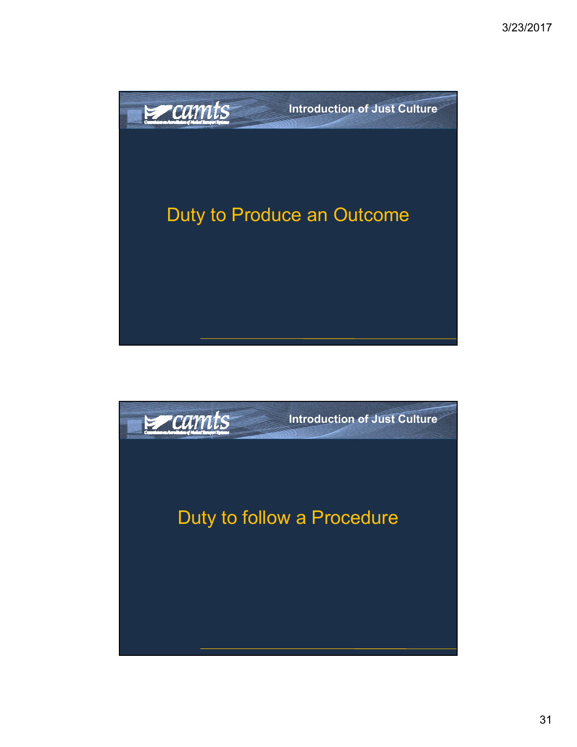## Introduction of Just Culture

Duty to Produce an Outcome

## Introduction of Just Culture

Duty to follow a Procedure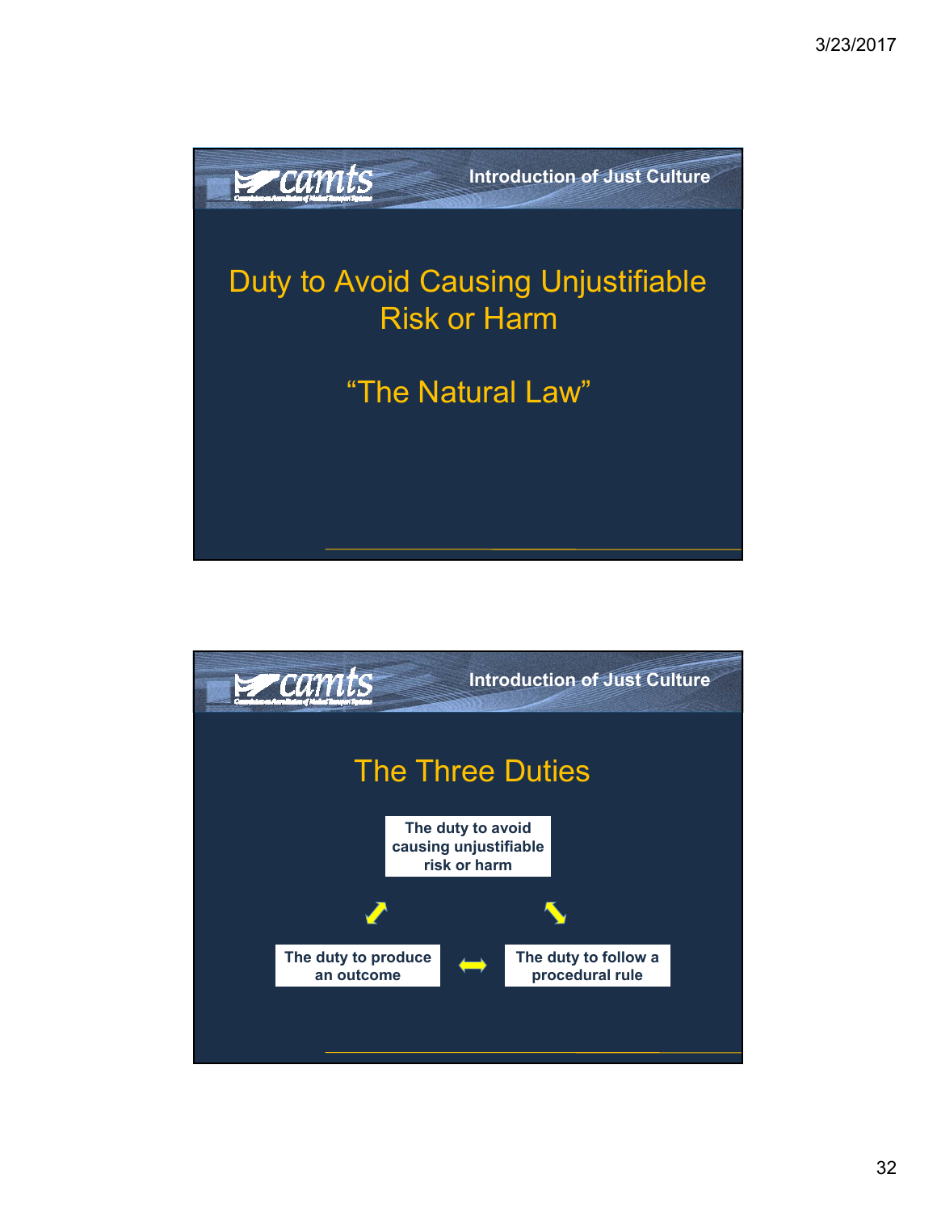Introduction of Just Culture

## Duty to Avoid Causing Unjustifiable Risk or Harm

## "The Natural Law"

Introduction of Just Culture

## The Three Duties

The duty to avoid causing unjustifiable risk or harm

The duty to produce an outcome

The duty to follow a procedural rule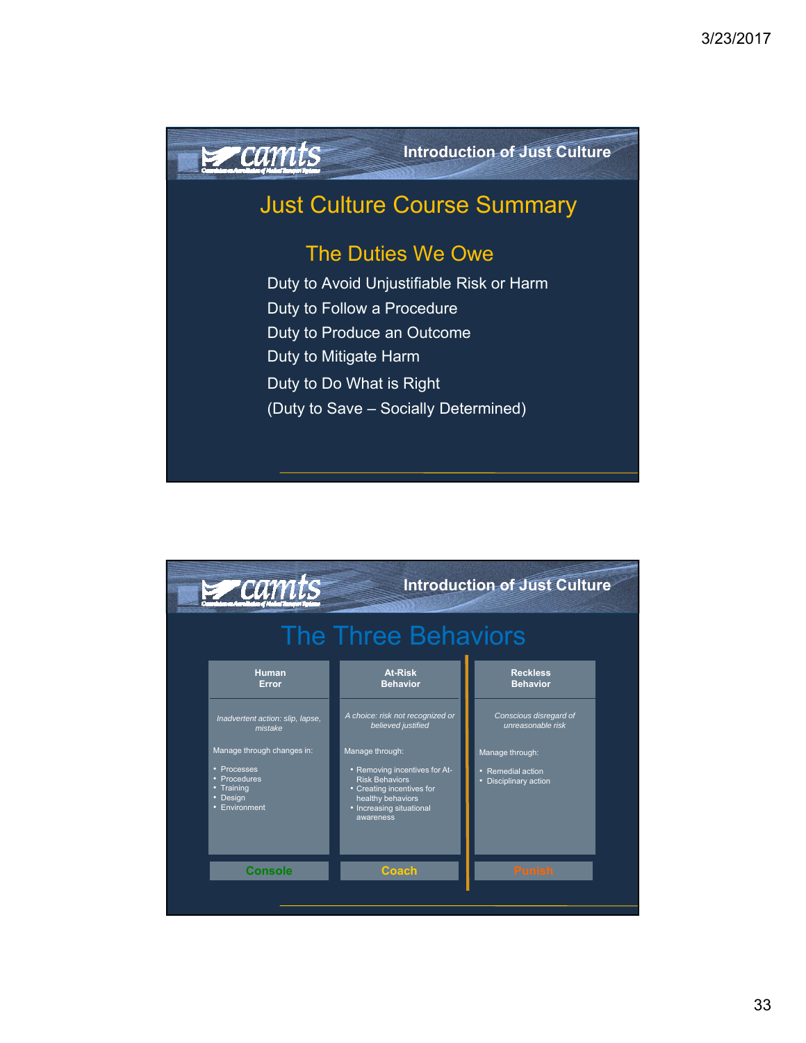## Introduction of Just Culture

# Just Culture Course Summary

### The Duties We Owe

Duty to Avoid Unjustifiable Risk or Harm

Duty to Follow a Procedure

Duty to Produce an Outcome

Duty to Mitigate Harm

Duty to Do What is Right

(Duty to Save – Socially Determined)

## Introduction of Just Culture

# The Three Behaviors

| Human Error | At-Risk Behavior | Reckless Behavior |
| --- | --- | --- |
| *Inadvertent action: slip, lapse, mistake* | *A choice: risk not recognized or believed justified* | *Conscious disregard of unreasonable risk* |
| Manage through changes in:<br>• Processes<br>• Procedures<br>• Training<br>• Design<br>• Environment | Manage through:<br>• Removing incentives for At-Risk Behaviors<br>• Creating incentives for healthy behaviors<br>• Increasing situational awareness | Manage through:<br>• Remedial action<br>• Disciplinary action |
| **Console** | **Coach** | **Punish** |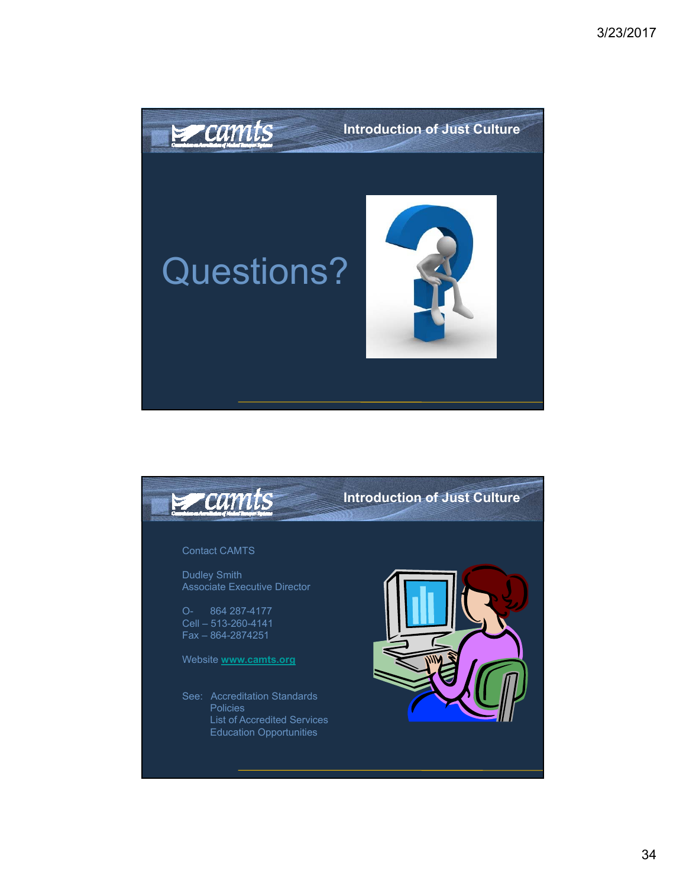## Introduction of Just Culture

# Questions?

## Introduction of Just Culture

Contact CAMTS

Dudley Smith
Associate Executive Director

O- 864 287-4177
Cell – 513-260-4141
Fax – 864-2874251

Website www.camts.org

See: Accreditation Standards
Policies
List of Accredited Services
Education Opportunities